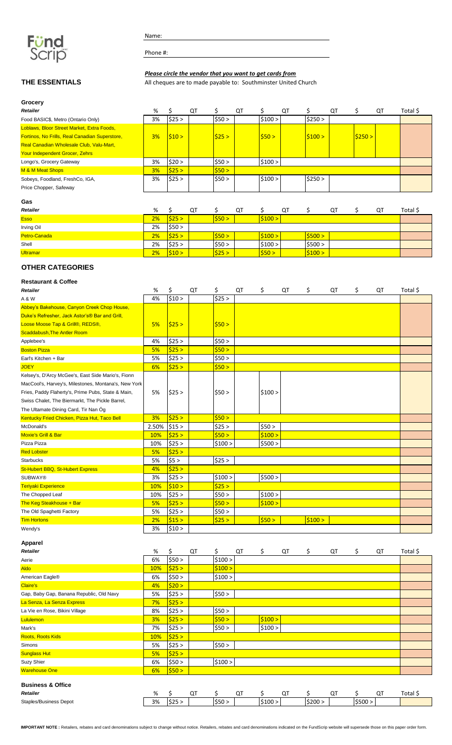Fünd Scrip

Name:

Phone #:

## THE ESSENTIALS

***Please circle the vendor that you want to get cards from***

All cheques are to made payable to: Southminster United Church

### Grocery

| *Retailer* | % | $ | QT | $ | QT | $ | QT | $ | QT | $ | QT | Total $ |
|---|---|---|---|---|---|---|---|---|---|---|---|---|
| Food BASIC$, Metro (Ontario Only) | 3% | $25 > | | $50 > | | $100 > | | $250 > | | | | |
| Loblaws, Bloor Street Market, Extra Foods, Fortinos, No Frills, Real Canadian Superstore, Real Canadian Wholesale Club, Valu-Mart, Your Independent Grocer, Zehrs | 3% | $10 > | | $25 > | | $50 > | | $100 > | | $250 > | | |
| Longo's, Grocery Gateway | 3% | $20 > | | $50 > | | $100 > | | | | | | |
| M & M Meat Shops | 3% | $25 > | | $50 > | | | | | | | | |
| Sobeys, Foodland, FreshCo, IGA, Price Chopper, Safeway | 3% | $25 > | | $50 > | | $100 > | | $250 > | | | | |

### Gas

| *Retailer* | % | $ | QT | $ | QT | $ | QT | $ | QT | $ | QT | Total $ |
|---|---|---|---|---|---|---|---|---|---|---|---|---|
| Esso | 2% | $25 > | | $50 > | | $100 > | | | | | | |
| Irving Oil | 2% | $50 > | | | | | | | | | | |
| Petro-Canada | 2% | $25 > | | $50 > | | $100 > | | $500 > | | | | |
| Shell | 2% | $25 > | | $50 > | | $100 > | | $500 > | | | | |
| Ultramar | 2% | $10 > | | $25 > | | $50 > | | $100 > | | | | |

## OTHER CATEGORIES

### Restaurant & Coffee

| *Retailer* | % | $ | QT | $ | QT | $ | QT | $ | QT | $ | QT | Total $ |
|---|---|---|---|---|---|---|---|---|---|---|---|---|
| A & W | 4% | $10 > | | $25 > | | | | | | | | |
| Abbey's Bakehouse, Canyon Creek Chop House, Duke's Refresher, Jack Astor's® Bar and Grill, Loose Moose Tap & Grill®, REDS®, Scaddabush,The Antler Room | 5% | $25 > | | $50 > | | | | | | | | |
| Applebee's | 4% | $25 > | | $50 > | | | | | | | | |
| Boston Pizza | 5% | $25 > | | $50 > | | | | | | | | |
| Earl's Kitchen + Bar | 5% | $25 > | | $50 > | | | | | | | | |
| JOEY | 6% | $25 > | | $50 > | | | | | | | | |
| Kelsey's, D'Arcy McGee's, East Side Mario's, Fionn MacCool's, Harvey's, Milestones, Montana's, New York Fries, Paddy Flaherty's, Prime Pubs, State & Main, Swiss Chalet, The Biermarkt, The Pickle Barrel, The Ultamate Dining Card, Tír Nan Óg | 5% | $25 > | | $50 > | | $100 > | | | | | | |
| Kentucky Fried Chicken, Pizza Hut, Taco Bell | 3% | $25 > | | $50 > | | | | | | | | |
| McDonald's | 2.50% | $15 > | | $25 > | | $50 > | | | | | | |
| Moxie's Grill & Bar | 10% | $25 > | | $50 > | | $100 > | | | | | | |
| Pizza Pizza | 10% | $25 > | | $100 > | | $500 > | | | | | | |
| Red Lobster | 5% | $25 > | | | | | | | | | | |
| Starbucks | 5% | $5 > | | $25 > | | | | | | | | |
| St-Hubert BBQ, St-Hubert Express | 4% | $25 > | | | | | | | | | | |
| SUBWAY® | 3% | $25 > | | $100 > | | $500 > | | | | | | |
| Teriyaki Experience | 10% | $10 > | | $25 > | | | | | | | | |
| The Chopped Leaf | 10% | $25 > | | $50 > | | $100 > | | | | | | |
| The Keg Steakhouse + Bar | 5% | $25 > | | $50 > | | $100 > | | | | | | |
| The Old Spaghetti Factory | 5% | $25 > | | $50 > | | | | | | | | |
| Tim Hortons | 2% | $15 > | | $25 > | | $50 > | | $100 > | | | | |
| Wendy's | 3% | $10 > | | | | | | | | | | |

### Apparel

| *Retailer* | % | $ | QT | $ | QT | $ | QT | $ | QT | $ | QT | Total $ |
|---|---|---|---|---|---|---|---|---|---|---|---|---|
| Aerie | 6% | $50 > | | $100 > | | | | | | | | |
| Aldo | 10% | $25 > | | $100 > | | | | | | | | |
| American Eagle® | 6% | $50 > | | $100 > | | | | | | | | |
| Claire's | 4% | $20 > | | | | | | | | | | |
| Gap, Baby Gap, Banana Republic, Old Navy | 5% | $25 > | | $50 > | | | | | | | | |
| La Senza, La Senza Express | 7% | $25 > | | | | | | | | | | |
| La Vie en Rose, Bikini Village | 8% | $25 > | | $50 > | | | | | | | | |
| Lululemon | 3% | $25 > | | $50 > | | $100 > | | | | | | |
| Mark's | 7% | $25 > | | $50 > | | $100 > | | | | | | |
| Roots, Roots Kids | 10% | $25 > | | | | | | | | | | |
| Simons | 5% | $25 > | | $50 > | | | | | | | | |
| Sunglass Hut | 5% | $25 > | | | | | | | | | | |
| Suzy Shier | 6% | $50 > | | $100 > | | | | | | | | |
| Warehouse One | 6% | $50 > | | | | | | | | | | |

### Business & Office

| *Retailer* | % | $ | QT | $ | QT | $ | QT | $ | QT | $ | QT | Total $ |
|---|---|---|---|---|---|---|---|---|---|---|---|---|
| Staples/Business Depot | 3% | $25 > | | $50 > | | $100 > | | $200 > | | $500 > | | |

**IMPORTANT NOTE :** Retailers, rebates and card denominations subject to change without notice. Retailers, rebates and card denominations indicated on the FundScrip website will supersede those on this paper order form.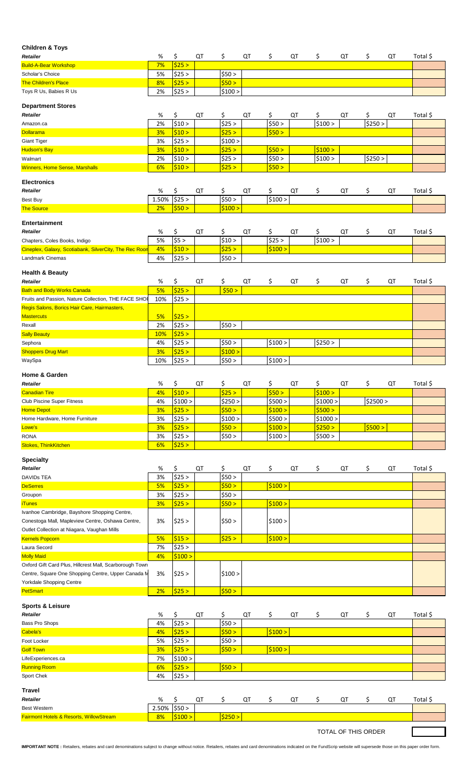**Children & Toys**

| *Retailer* | % | $ | QT | $ | QT | $ | QT | $ | QT | $ | QT | Total $ |
|---|---|---|---|---|---|---|---|---|---|---|---|---|
| Build-A-Bear Workshop | 7% | $25 > | | | | | | | | | | |
| Scholar's Choice | 5% | $25 > | | $50 > | | | | | | | | |
| The Children's Place | 8% | $25 > | | $50 > | | | | | | | | |
| Toys R Us, Babies R Us | 2% | $25 > | | $100 > | | | | | | | | |

**Department Stores**

| *Retailer* | % | $ | QT | $ | QT | $ | QT | $ | QT | $ | QT | Total $ |
|---|---|---|---|---|---|---|---|---|---|---|---|---|
| Amazon.ca | 2% | $10 > | | $25 > | | $50 > | | $100 > | | $250 > | | |
| Dollarama | 3% | $10 > | | $25 > | | $50 > | | | | | | |
| Giant Tiger | 3% | $25 > | | $100 > | | | | | | | | |
| Hudson's Bay | 3% | $10 > | | $25 > | | $50 > | | $100 > | | | | |
| Walmart | 2% | $10 > | | $25 > | | $50 > | | $100 > | | $250 > | | |
| Winners, Home Sense, Marshalls | 6% | $10 > | | $25 > | | $50 > | | | | | | |

**Electronics**

| *Retailer* | % | $ | QT | $ | QT | $ | QT | $ | QT | $ | QT | Total $ |
|---|---|---|---|---|---|---|---|---|---|---|---|---|
| Best Buy | 1.50% | $25 > | | $50 > | | $100 > | | | | | | |
| The Source | 2% | $50 > | | $100 > | | | | | | | | |

**Entertainment**

| *Retailer* | % | $ | QT | $ | QT | $ | QT | $ | QT | $ | QT | Total $ |
|---|---|---|---|---|---|---|---|---|---|---|---|---|
| Chapters, Coles Books, Indigo | 5% | $5 > | | $10 > | | $25 > | | $100 > | | | | |
| Cineplex, Galaxy, Scotiabank, SilverCity, The Rec Room | 4% | $10 > | | $25 > | | $100 > | | | | | | |
| Landmark Cinemas | 4% | $25 > | | $50 > | | | | | | | | |

**Health & Beauty**

| *Retailer* | % | $ | QT | $ | QT | $ | QT | $ | QT | $ | QT | Total $ |
|---|---|---|---|---|---|---|---|---|---|---|---|---|
| Bath and Body Works Canada | 5% | $25 > | | $50 > | | | | | | | | |
| Fruits and Passion, Nature Collection, THE FACE SHOP | 10% | $25 > | | | | | | | | | | |
| Regis Salons, Borics Hair Care, Hairmasters, Mastercuts | 5% | $25 > | | | | | | | | | | |
| Rexall | 2% | $25 > | | $50 > | | | | | | | | |
| Sally Beauty | 10% | $25 > | | | | | | | | | | |
| Sephora | 4% | $25 > | | $50 > | | $100 > | | $250 > | | | | |
| Shoppers Drug Mart | 3% | $25 > | | $100 > | | | | | | | | |
| WaySpa | 10% | $25 > | | $50 > | | $100 > | | | | | | |

**Home & Garden**

| *Retailer* | % | $ | QT | $ | QT | $ | QT | $ | QT | $ | QT | Total $ |
|---|---|---|---|---|---|---|---|---|---|---|---|---|
| Canadian Tire | 4% | $10 > | | $25 > | | $50 > | | $100 > | | | | |
| Club Piscine Super Fitness | 4% | $100 > | | $250 > | | $500 > | | $1000 > | | $2500 > | | |
| Home Depot | 3% | $25 > | | $50 > | | $100 > | | $500 > | | | | |
| Home Hardware, Home Furniture | 3% | $25 > | | $100 > | | $500 > | | $1000 > | | | | |
| Lowe's | 3% | $25 > | | $50 > | | $100 > | | $250 > | | $500 > | | |
| RONA | 3% | $25 > | | $50 > | | $100 > | | $500 > | | | | |
| Stokes, ThinkKitchen | 6% | $25 > | | | | | | | | | | |

**Specialty**

| *Retailer* | % | $ | QT | $ | QT | $ | QT | $ | QT | $ | QT | Total $ |
|---|---|---|---|---|---|---|---|---|---|---|---|---|
| DAVIDs TEA | 3% | $25 > | | $50 > | | | | | | | | |
| DeSerres | 5% | $25 > | | $50 > | | $100 > | | | | | | |
| Groupon | 3% | $25 > | | $50 > | | | | | | | | |
| iTunes | 3% | $25 > | | $50 > | | $100 > | | | | | | |
| Ivanhoe Cambridge, Bayshore Shopping Centre, Conestoga Mall, Mapleview Centre, Oshawa Centre, Outlet Collection at Niagara, Vaughan Mills | 3% | $25 > | | $50 > | | $100 > | | | | | | |
| Kernels Popcorn | 5% | $15 > | | $25 > | | $100 > | | | | | | |
| Laura Secord | 7% | $25 > | | | | | | | | | | |
| Molly Maid | 4% | $100 > | | | | | | | | | | |
| Oxford Gift Card Plus, Hillcrest Mall, Scarborough Town Centre, Square One Shopping Centre, Upper Canada Mall, Yorkdale Shopping Centre | 3% | $25 > | | $100 > | | | | | | | | |
| PetSmart | 2% | $25 > | | $50 > | | | | | | | | |

**Sports & Leisure**

| *Retailer* | % | $ | QT | $ | QT | $ | QT | $ | QT | $ | QT | Total $ |
|---|---|---|---|---|---|---|---|---|---|---|---|---|
| Bass Pro Shops | 4% | $25 > | | $50 > | | | | | | | | |
| Cabela's | 4% | $25 > | | $50 > | | $100 > | | | | | | |
| Foot Locker | 5% | $25 > | | $50 > | | | | | | | | |
| Golf Town | 3% | $25 > | | $50 > | | $100 > | | | | | | |
| LifeExperiences.ca | 7% | $100 > | | | | | | | | | | |
| Running Room | 6% | $25 > | | $50 > | | | | | | | | |
| Sport Chek | 4% | $25 > | | | | | | | | | | |

**Travel**

| *Retailer* | % | $ | QT | $ | QT | $ | QT | $ | QT | $ | QT | Total $ |
|---|---|---|---|---|---|---|---|---|---|---|---|---|
| Best Western | 2.50% | $50 > | | | | | | | | | | |
| Fairmont Hotels & Resorts, WillowStream | 8% | $100 > | | $250 > | | | | | | | | |

TOTAL OF THIS ORDER

**IMPORTANT NOTE :** Retailers, rebates and card denominations subject to change without notice. Retailers, rebates and card denominations indicated on the FundScrip website will supersede those on this paper order form.